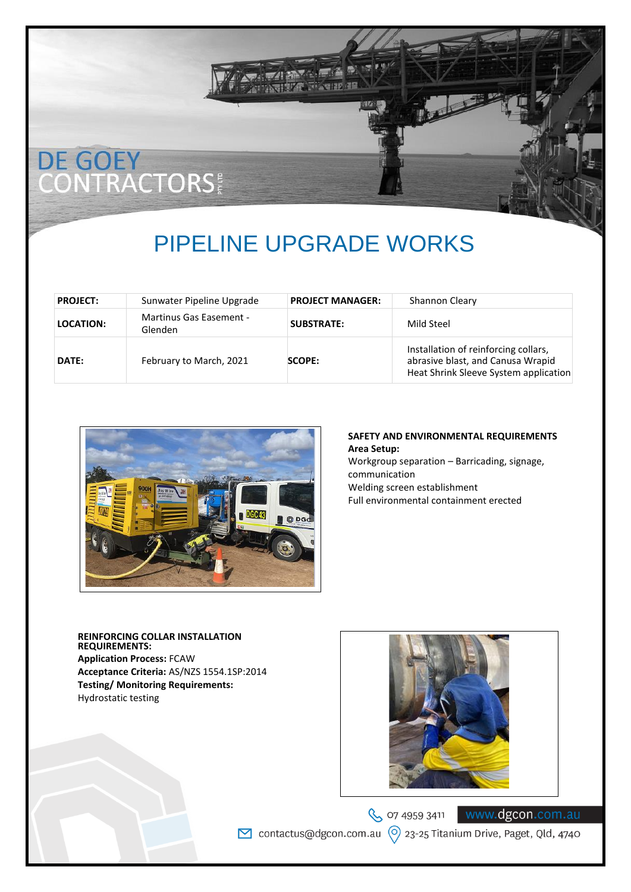DE GOEY CONTRACTORS PTY LTD

# PIPELINE UPGRADE WORKS

| PROJECT: | Sunwater Pipeline Upgrade | PROJECT MANAGER: | Shannon Cleary |
|---|---|---|---|
| LOCATION: | Martinus Gas Easement - Glenden | SUBSTRATE: | Mild Steel |
| DATE: | February to March, 2021 | SCOPE: | Installation of reinforcing collars, abrasive blast, and Canusa Wrapid Heat Shrink Sleeve System application |

**SAFETY AND ENVIRONMENTAL REQUIREMENTS**

**Area Setup:**

Workgroup separation – Barricading, signage, communication

Welding screen establishment

Full environmental containment erected

**REINFORCING COLLAR INSTALLATION REQUIREMENTS:**

**Application Process:** FCAW

**Acceptance Criteria:** AS/NZS 1554.1SP:2014

**Testing/ Monitoring Requirements:**

Hydrostatic testing

07 4959 3411 www.dgcon.com.au

contactus@dgcon.com.au 23-25 Titanium Drive, Paget, Qld, 4740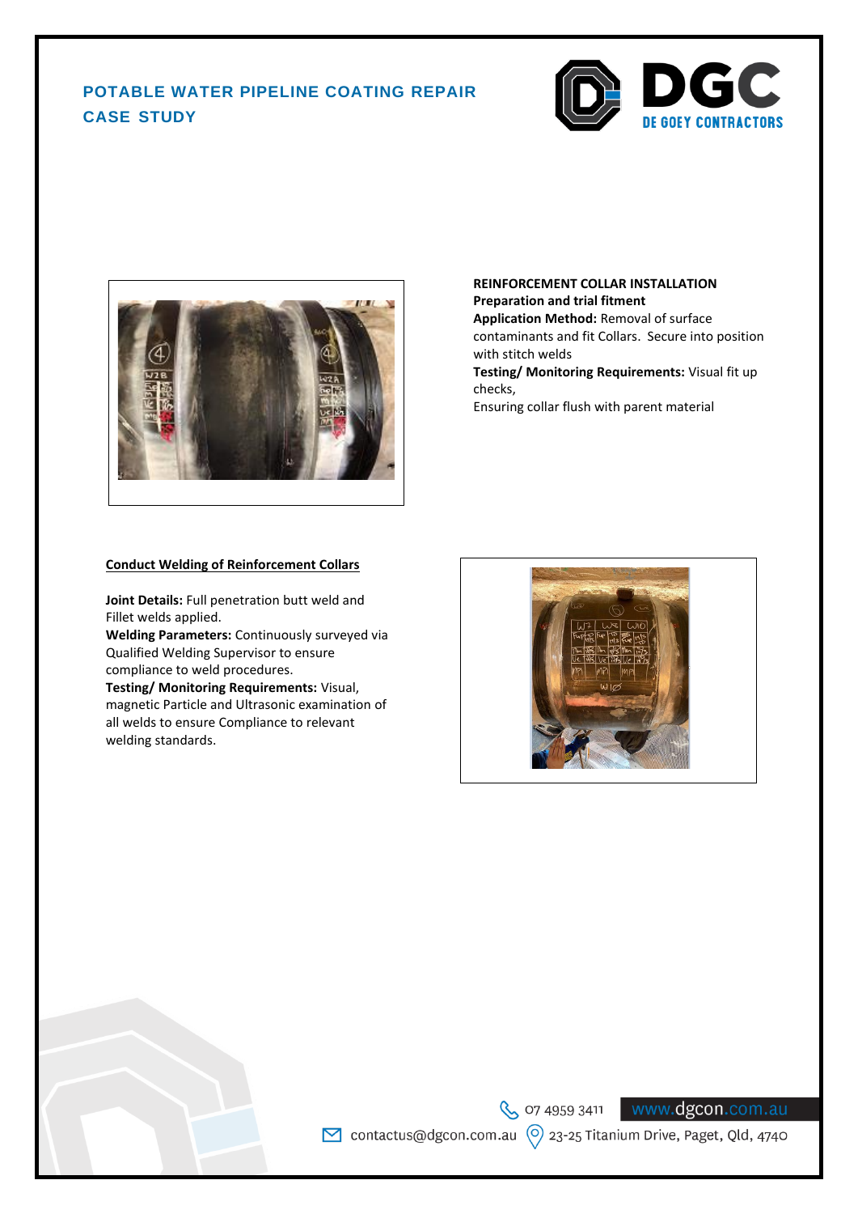# POTABLE WATER PIPELINE COATING REPAIR CASE STUDY

**REINFORCEMENT COLLAR INSTALLATION**
**Preparation and trial fitment**
**Application Method:** Removal of surface contaminants and fit Collars. Secure into position with stitch welds
**Testing/ Monitoring Requirements:** Visual fit up checks,
Ensuring collar flush with parent material

**Conduct Welding of Reinforcement Collars**

**Joint Details:** Full penetration butt weld and Fillet welds applied.
**Welding Parameters:** Continuously surveyed via Qualified Welding Supervisor to ensure compliance to weld procedures.
**Testing/ Monitoring Requirements:** Visual, magnetic Particle and Ultrasonic examination of all welds to ensure Compliance to relevant welding standards.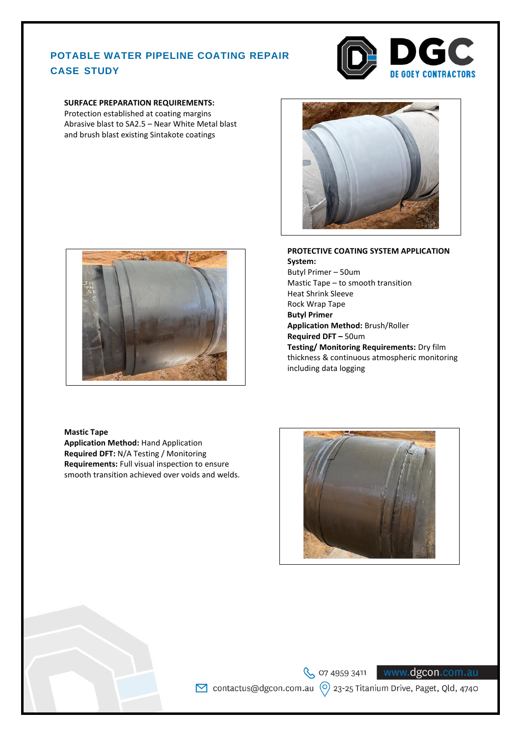# POTABLE WATER PIPELINE COATING REPAIR CASE STUDY

**SURFACE PREPARATION REQUIREMENTS:**
Protection established at coating margins
Abrasive blast to SA2.5 – Near White Metal blast and brush blast existing Sintakote coatings

**PROTECTIVE COATING SYSTEM APPLICATION**
**System:**
Butyl Primer – 50um
Mastic Tape – to smooth transition
Heat Shrink Sleeve
Rock Wrap Tape
**Butyl Primer**
**Application Method:** Brush/Roller
**Required DFT –** 50um
**Testing/ Monitoring Requirements:** Dry film thickness & continuous atmospheric monitoring including data logging

**Mastic Tape**
**Application Method:** Hand Application
**Required DFT:** N/A Testing / Monitoring
**Requirements:** Full visual inspection to ensure smooth transition achieved over voids and welds.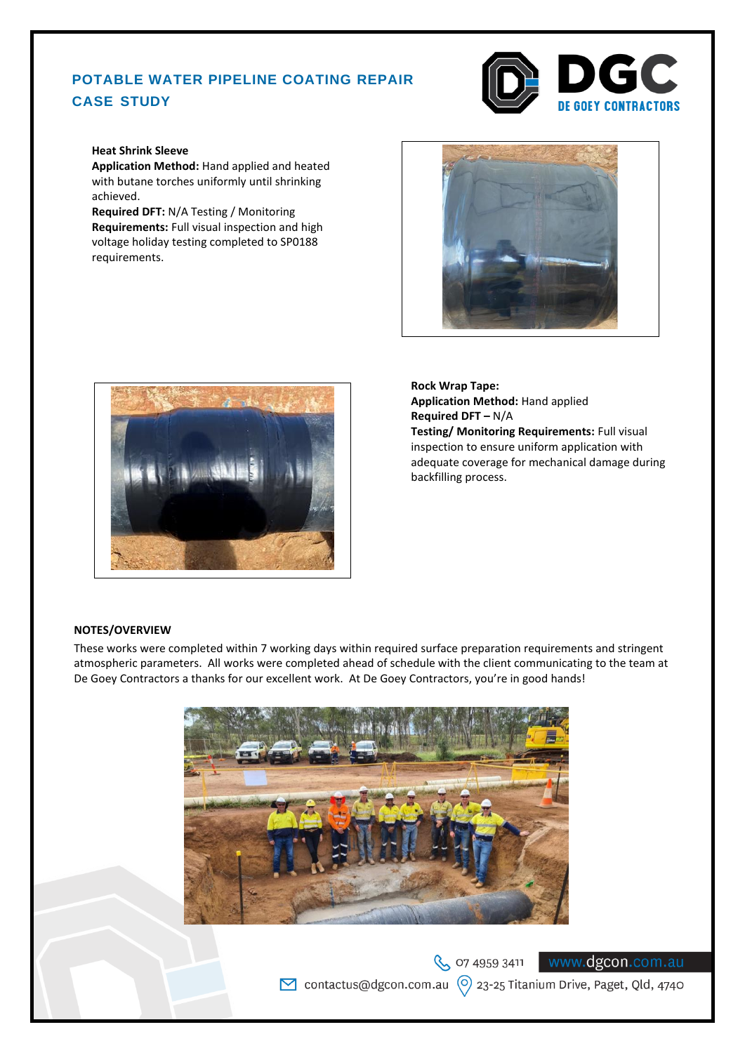# POTABLE WATER PIPELINE COATING REPAIR CASE STUDY

**Heat Shrink Sleeve**
**Application Method:** Hand applied and heated with butane torches uniformly until shrinking achieved.
**Required DFT:** N/A Testing / Monitoring
**Requirements:** Full visual inspection and high voltage holiday testing completed to SP0188 requirements.

**Rock Wrap Tape:**
**Application Method:** Hand applied
**Required DFT –** N/A
**Testing/ Monitoring Requirements:** Full visual inspection to ensure uniform application with adequate coverage for mechanical damage during backfilling process.

**NOTES/OVERVIEW**

These works were completed within 7 working days within required surface preparation requirements and stringent atmospheric parameters. All works were completed ahead of schedule with the client communicating to the team at De Goey Contractors a thanks for our excellent work. At De Goey Contractors, you're in good hands!

07 4959 3411 www.dgcon.com.au
contactus@dgcon.com.au 23-25 Titanium Drive, Paget, Qld, 4740